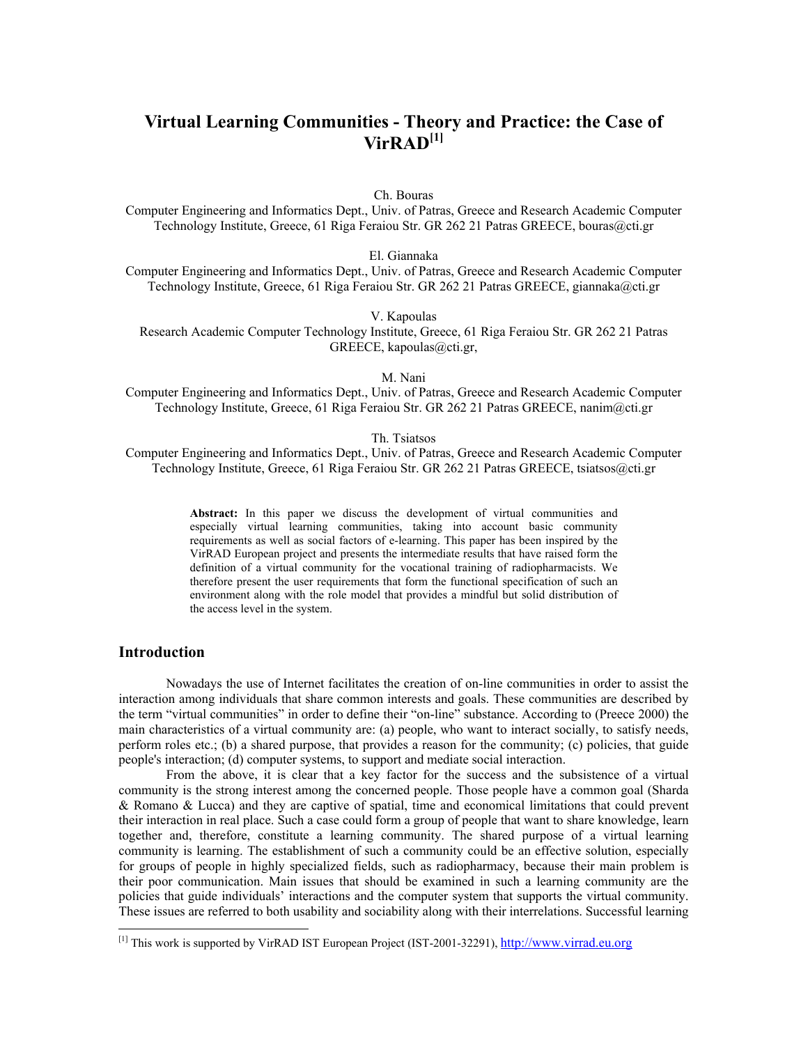# Virtual Learning Communities - Theory and Practice: the Case of VirRAD[1]

Ch. Bouras
Computer Engineering and Informatics Dept., Univ. of Patras, Greece and Research Academic Computer Technology Institute, Greece, 61 Riga Feraiou Str. GR 262 21 Patras GREECE, bouras@cti.gr

El. Giannaka
Computer Engineering and Informatics Dept., Univ. of Patras, Greece and Research Academic Computer Technology Institute, Greece, 61 Riga Feraiou Str. GR 262 21 Patras GREECE, giannaka@cti.gr

V. Kapoulas
Research Academic Computer Technology Institute, Greece, 61 Riga Feraiou Str. GR 262 21 Patras GREECE, kapoulas@cti.gr,

M. Nani
Computer Engineering and Informatics Dept., Univ. of Patras, Greece and Research Academic Computer Technology Institute, Greece, 61 Riga Feraiou Str. GR 262 21 Patras GREECE, nanim@cti.gr

Th. Tsiatsos
Computer Engineering and Informatics Dept., Univ. of Patras, Greece and Research Academic Computer Technology Institute, Greece, 61 Riga Feraiou Str. GR 262 21 Patras GREECE, tsiatsos@cti.gr

**Abstract:** In this paper we discuss the development of virtual communities and especially virtual learning communities, taking into account basic community requirements as well as social factors of e-learning. This paper has been inspired by the VirRAD European project and presents the intermediate results that have raised form the definition of a virtual community for the vocational training of radiopharmacists. We therefore present the user requirements that form the functional specification of such an environment along with the role model that provides a mindful but solid distribution of the access level in the system.

## Introduction

Nowadays the use of Internet facilitates the creation of on-line communities in order to assist the interaction among individuals that share common interests and goals. These communities are described by the term "virtual communities" in order to define their "on-line" substance. According to (Preece 2000) the main characteristics of a virtual community are: (a) people, who want to interact socially, to satisfy needs, perform roles etc.; (b) a shared purpose, that provides a reason for the community; (c) policies, that guide people's interaction; (d) computer systems, to support and mediate social interaction.

From the above, it is clear that a key factor for the success and the subsistence of a virtual community is the strong interest among the concerned people. Those people have a common goal (Sharda & Romano & Lucca) and they are captive of spatial, time and economical limitations that could prevent their interaction in real place. Such a case could form a group of people that want to share knowledge, learn together and, therefore, constitute a learning community. The shared purpose of a virtual learning community is learning. The establishment of such a community could be an effective solution, especially for groups of people in highly specialized fields, such as radiopharmacy, because their main problem is their poor communication. Main issues that should be examined in such a learning community are the policies that guide individuals' interactions and the computer system that supports the virtual community. These issues are referred to both usability and sociability along with their interrelations. Successful learning

[1] This work is supported by VirRAD IST European Project (IST-2001-32291), http://www.virrad.eu.org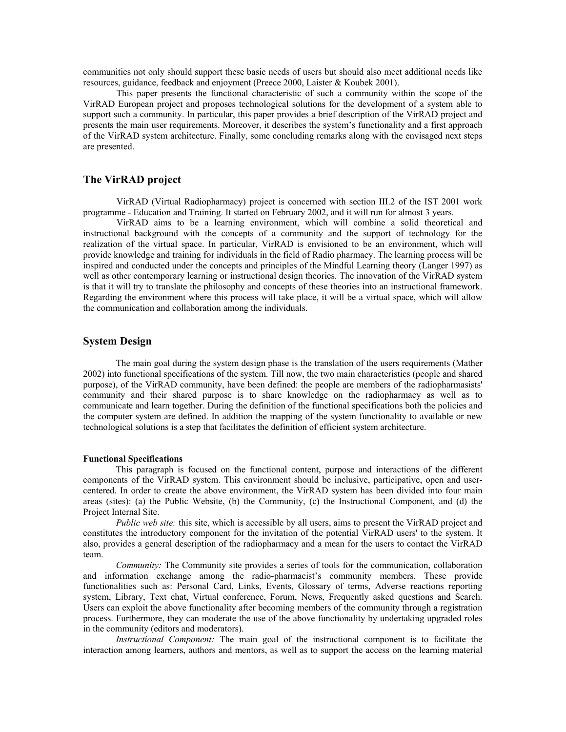communities not only should support these basic needs of users but should also meet additional needs like resources, guidance, feedback and enjoyment (Preece 2000, Laister & Koubek 2001).

This paper presents the functional characteristic of such a community within the scope of the VirRAD European project and proposes technological solutions for the development of a system able to support such a community. In particular, this paper provides a brief description of the VirRAD project and presents the main user requirements. Moreover, it describes the system's functionality and a first approach of the VirRAD system architecture. Finally, some concluding remarks along with the envisaged next steps are presented.

## The VirRAD project

VirRAD (Virtual Radiopharmacy) project is concerned with section III.2 of the IST 2001 work programme - Education and Training. It started on February 2002, and it will run for almost 3 years.

VirRAD aims to be a learning environment, which will combine a solid theoretical and instructional background with the concepts of a community and the support of technology for the realization of the virtual space. In particular, VirRAD is envisioned to be an environment, which will provide knowledge and training for individuals in the field of Radio pharmacy. The learning process will be inspired and conducted under the concepts and principles of the Mindful Learning theory (Langer 1997) as well as other contemporary learning or instructional design theories. The innovation of the VirRAD system is that it will try to translate the philosophy and concepts of these theories into an instructional framework. Regarding the environment where this process will take place, it will be a virtual space, which will allow the communication and collaboration among the individuals.

## System Design

The main goal during the system design phase is the translation of the users requirements (Mather 2002) into functional specifications of the system. Till now, the two main characteristics (people and shared purpose), of the VirRAD community, have been defined: the people are members of the radiopharmasists' community and their shared purpose is to share knowledge on the radiopharmacy as well as to communicate and learn together. During the definition of the functional specifications both the policies and the computer system are defined. In addition the mapping of the system functionality to available or new technological solutions is a step that facilitates the definition of efficient system architecture.

#### Functional Specifications

This paragraph is focused on the functional content, purpose and interactions of the different components of the VirRAD system. This environment should be inclusive, participative, open and user-centered. In order to create the above environment, the VirRAD system has been divided into four main areas (sites): (a) the Public Website, (b) the Community, (c) the Instructional Component, and (d) the Project Internal Site.

*Public web site:* this site, which is accessible by all users, aims to present the VirRAD project and constitutes the introductory component for the invitation of the potential VirRAD users' to the system. It also, provides a general description of the radiopharmacy and a mean for the users to contact the VirRAD team.

*Community:* The Community site provides a series of tools for the communication, collaboration and information exchange among the radio-pharmacist's community members. These provide functionalities such as: Personal Card, Links, Events, Glossary of terms, Adverse reactions reporting system, Library, Text chat, Virtual conference, Forum, News, Frequently asked questions and Search. Users can exploit the above functionality after becoming members of the community through a registration process. Furthermore, they can moderate the use of the above functionality by undertaking upgraded roles in the community (editors and moderators).

*Instructional Component:* The main goal of the instructional component is to facilitate the interaction among learners, authors and mentors, as well as to support the access on the learning material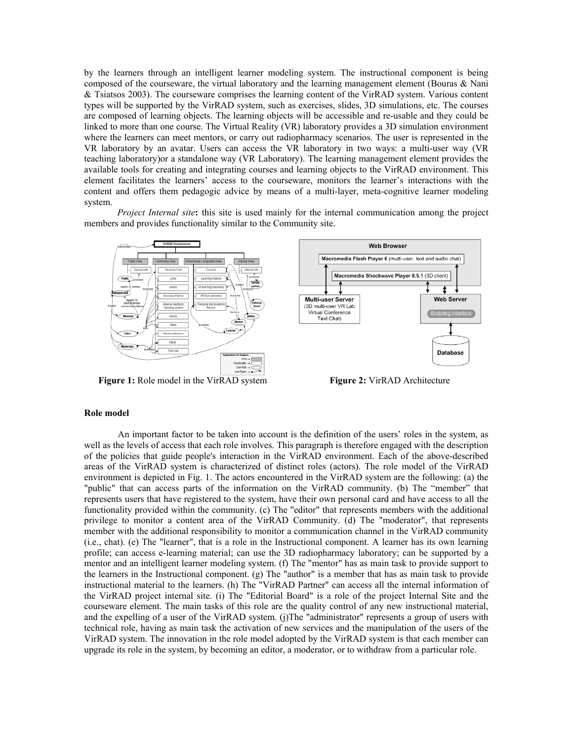by the learners through an intelligent learner modeling system. The instructional component is being composed of the courseware, the virtual laboratory and the learning management element (Bouras & Nani & Tsiatsos 2003). The courseware comprises the learning content of the VirRAD system. Various content types will be supported by the VirRAD system, such as exercises, slides, 3D simulations, etc. The courses are composed of learning objects. The learning objects will be accessible and re-usable and they could be linked to more than one course. The Virtual Reality (VR) laboratory provides a 3D simulation environment where the learners can meet mentors, or carry out radiopharmacy scenarios. The user is represented in the VR laboratory by an avatar. Users can access the VR laboratory in two ways: a multi-user way (VR teaching laboratory)or a standalone way (VR Laboratory). The learning management element provides the available tools for creating and integrating courses and learning objects to the VirRAD environment. This element facilitates the learners' access to the courseware, monitors the learner's interactions with the content and offers them pedagogic advice by means of a multi-layer, meta-cognitive learner modeling system.

*Project Internal site***:** this site is used mainly for the internal communication among the project members and provides functionality similar to the Community site.

**Figure 1:** Role model in the VirRAD system

**Figure 2:** VirRAD Architecture

### Role model

An important factor to be taken into account is the definition of the users' roles in the system, as well as the levels of access that each role involves. This paragraph is therefore engaged with the description of the policies that guide people's interaction in the VirRAD environment. Each of the above-described areas of the VirRAD system is characterized of distinct roles (actors). The role model of the VirRAD environment is depicted in Fig. 1. The actors encountered in the VirRAD system are the following: (a) the "public" that can access parts of the information on the VirRAD community. (b) The "member" that represents users that have registered to the system, have their own personal card and have access to all the functionality provided within the community. (c) The "editor" that represents members with the additional privilege to monitor a content area of the VirRAD Community. (d) The "moderator", that represents member with the additional responsibility to monitor a communication channel in the VirRAD community (i.e., chat). (e) The "learner", that is a role in the Instructional component. A learner has its own learning profile; can access e-learning material; can use the 3D radiopharmacy laboratory; can be supported by a mentor and an intelligent learner modeling system. (f) The "mentor" has as main task to provide support to the learners in the Instructional component. (g) The "author" is a member that has as main task to provide instructional material to the learners. (h) The "VirRAD Partner" can access all the internal information of the VirRAD project internal site. (i) The "Editorial Board" is a role of the project Internal Site and the courseware element. The main tasks of this role are the quality control of any new instructional material, and the expelling of a user of the VirRAD system. (j)The "administrator" represents a group of users with technical role, having as main task the activation of new services and the manipulation of the users of the VirRAD system. The innovation in the role model adopted by the VirRAD system is that each member can upgrade its role in the system, by becoming an editor, a moderator, or to withdraw from a particular role.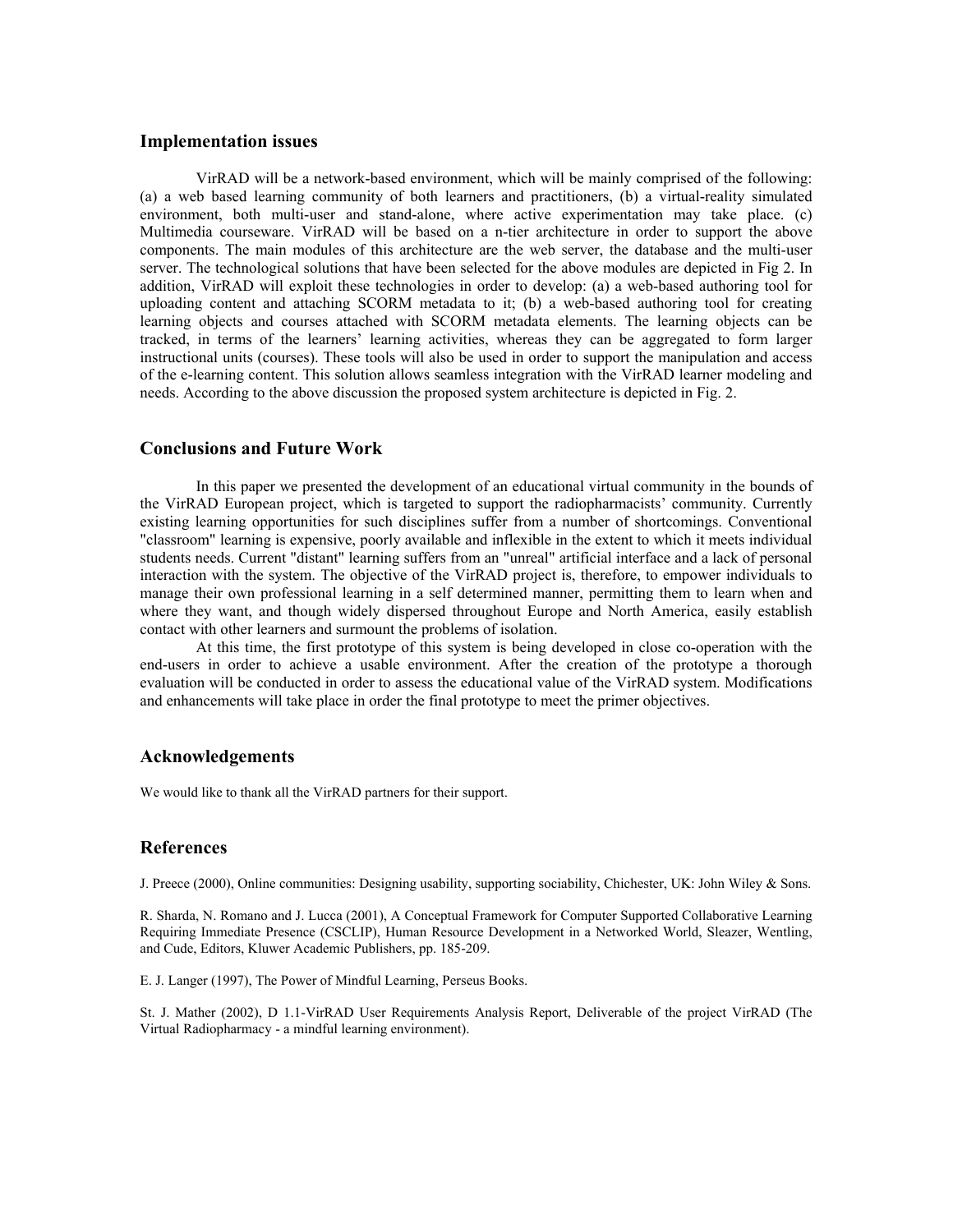## Implementation issues

VirRAD will be a network-based environment, which will be mainly comprised of the following: (a) a web based learning community of both learners and practitioners, (b) a virtual-reality simulated environment, both multi-user and stand-alone, where active experimentation may take place. (c) Multimedia courseware. VirRAD will be based on a n-tier architecture in order to support the above components. The main modules of this architecture are the web server, the database and the multi-user server. The technological solutions that have been selected for the above modules are depicted in Fig 2. In addition, VirRAD will exploit these technologies in order to develop: (a) a web-based authoring tool for uploading content and attaching SCORM metadata to it; (b) a web-based authoring tool for creating learning objects and courses attached with SCORM metadata elements. The learning objects can be tracked, in terms of the learners' learning activities, whereas they can be aggregated to form larger instructional units (courses). These tools will also be used in order to support the manipulation and access of the e-learning content. This solution allows seamless integration with the VirRAD learner modeling and needs. According to the above discussion the proposed system architecture is depicted in Fig. 2.

## Conclusions and Future Work

In this paper we presented the development of an educational virtual community in the bounds of the VirRAD European project, which is targeted to support the radiopharmacists' community. Currently existing learning opportunities for such disciplines suffer from a number of shortcomings. Conventional "classroom" learning is expensive, poorly available and inflexible in the extent to which it meets individual students needs. Current "distant" learning suffers from an "unreal" artificial interface and a lack of personal interaction with the system. The objective of the VirRAD project is, therefore, to empower individuals to manage their own professional learning in a self determined manner, permitting them to learn when and where they want, and though widely dispersed throughout Europe and North America, easily establish contact with other learners and surmount the problems of isolation.

At this time, the first prototype of this system is being developed in close co-operation with the end-users in order to achieve a usable environment. After the creation of the prototype a thorough evaluation will be conducted in order to assess the educational value of the VirRAD system. Modifications and enhancements will take place in order the final prototype to meet the primer objectives.

## Acknowledgements

We would like to thank all the VirRAD partners for their support.

## References

J. Preece (2000), Online communities: Designing usability, supporting sociability, Chichester, UK: John Wiley & Sons.

R. Sharda, N. Romano and J. Lucca (2001), A Conceptual Framework for Computer Supported Collaborative Learning Requiring Immediate Presence (CSCLIP), Human Resource Development in a Networked World, Sleazer, Wentling, and Cude, Editors, Kluwer Academic Publishers, pp. 185-209.

E. J. Langer (1997), The Power of Mindful Learning, Perseus Books.

St. J. Mather (2002), D 1.1-VirRAD User Requirements Analysis Report, Deliverable of the project VirRAD (The Virtual Radiopharmacy - a mindful learning environment).